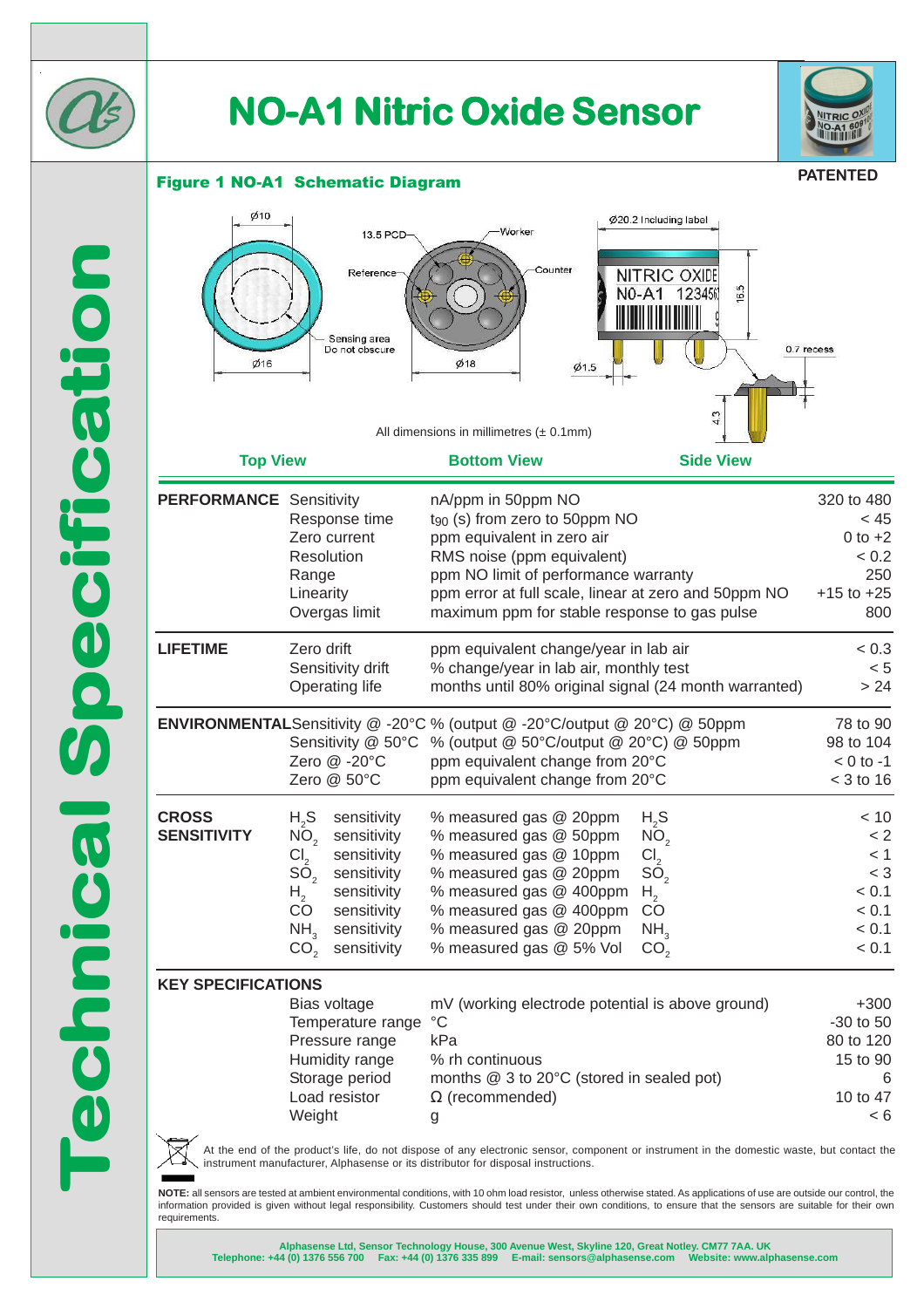# NO-A1 Nitric Oxide Sensor

**PATENTED**

## Technical Specification

### Figure 1 NO-A1 Schematic Diagram

All dimensions in millimetres (± 0.1mm)

Top View — Bottom View — Side View

| | | | |
|---|---|---|---|
| **PERFORMANCE** | Sensitivity | nA/ppm in 50ppm NO | 320 to 480 |
| | Response time | $t_{90}$ (s) from zero to 50ppm NO | < 45 |
| | Zero current | ppm equivalent in zero air | 0 to +2 |
| | Resolution | RMS noise (ppm equivalent) | < 0.2 |
| | Range | ppm NO limit of performance warranty | 250 |
| | Linearity | ppm error at full scale, linear at zero and 50ppm NO | +15 to +25 |
| | Overgas limit | maximum ppm for stable response to gas pulse | 800 |
| **LIFETIME** | Zero drift | ppm equivalent change/year in lab air | < 0.3 |
| | Sensitivity drift | % change/year in lab air, monthly test | < 5 |
| | Operating life | months until 80% original signal (24 month warranted) | > 24 |
| **ENVIRONMENTAL** | Sensitivity @ -20°C | % (output @ -20°C/output @ 20°C) @ 50ppm | 78 to 90 |
| | Sensitivity @ 50°C | % (output @ 50°C/output @ 20°C) @ 50ppm | 98 to 104 |
| | Zero @ -20°C | ppm equivalent change from 20°C | < 0 to -1 |
| | Zero @ 50°C | ppm equivalent change from 20°C | < 3 to 16 |
| **CROSS SENSITIVITY** | $H_2S$ sensitivity | % measured gas @ 20ppm $H_2S$ | < 10 |
| | $NO_2$ sensitivity | % measured gas @ 50ppm $NO_2$ | < 2 |
| | $Cl_2$ sensitivity | % measured gas @ 10ppm $Cl_2$ | < 1 |
| | $SO_2$ sensitivity | % measured gas @ 20ppm $SO_2$ | < 3 |
| | $H_2$ sensitivity | % measured gas @ 400ppm $H_2$ | < 0.1 |
| | CO sensitivity | % measured gas @ 400ppm CO | < 0.1 |
| | $NH_3$ sensitivity | % measured gas @ 20ppm $NH_3$ | < 0.1 |
| | $CO_2$ sensitivity | % measured gas @ 5% Vol $CO_2$ | < 0.1 |
| **KEY SPECIFICATIONS** | Bias voltage | mV (working electrode potential is above ground) | +300 |
| | Temperature range | °C | -30 to 50 |
| | Pressure range | kPa | 80 to 120 |
| | Humidity range | % rh continuous | 15 to 90 |
| | Storage period | months @ 3 to 20°C (stored in sealed pot) | 6 |
| | Load resistor | Ω (recommended) | 10 to 47 |
| | Weight | g | < 6 |

At the end of the product's life, do not dispose of any electronic sensor, component or instrument in the domestic waste, but contact the instrument manufacturer, Alphasense or its distributor for disposal instructions.

**NOTE:** all sensors are tested at ambient environmental conditions, with 10 ohm load resistor, unless otherwise stated. As applications of use are outside our control, the information provided is given without legal responsibility. Customers should test under their own conditions, to ensure that the sensors are suitable for their own requirements.

**Alphasense Ltd, Sensor Technology House, 300 Avenue West, Skyline 120, Great Notley. CM77 7AA. UK**
**Telephone: +44 (0) 1376 556 700 Fax: +44 (0) 1376 335 899 E-mail: sensors@alphasense.com Website: www.alphasense.com**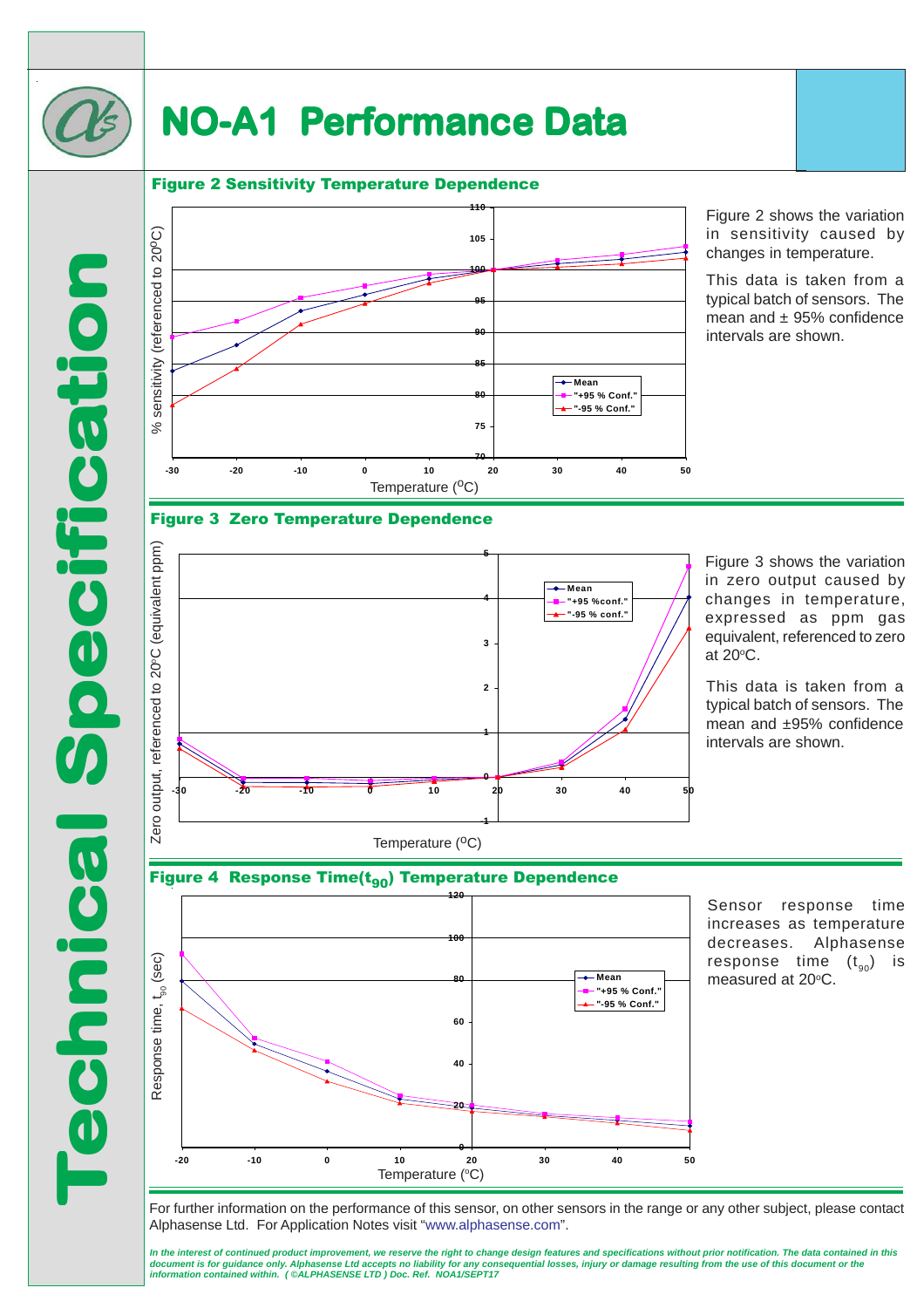# NO-A1 Performance Data

Technical Specification

## Figure 2 Sensitivity Temperature Dependence

% sensitivity (referenced to 20°C)

110
105
100
95
90
85
80
75
70

-30 -20 -10 0 10 20 30 40 50

Temperature (°C)

Mean
"+95 % Conf."
"-95 % Conf."

Figure 2 shows the variation in sensitivity caused by changes in temperature.

This data is taken from a typical batch of sensors. The mean and ± 95% confidence intervals are shown.

## Figure 3 Zero Temperature Dependence

Zero output, referenced to 20°C (equivalent ppm)

5
4
3
2
1
0
-1

-30 -20 -10 0 10 20 30 40 50

Temperature (°C)

Mean
"+95 %conf."
"-95 % conf."

Figure 3 shows the variation in zero output caused by changes in temperature, expressed as ppm gas equivalent, referenced to zero at 20°C.

This data is taken from a typical batch of sensors. The mean and ±95% confidence intervals are shown.

## Figure 4 Response Time($t_{90}$) Temperature Dependence

Response time, $t_{90}$ (sec)

120
100
80
60
40
20
0

-20 -10 0 10 20 30 40 50

Temperature (°C)

Mean
"+95 % Conf."
"-95 % Conf."

Sensor response time increases as temperature decreases. Alphasense response time ($t_{90}$) is measured at 20°C.

For further information on the performance of this sensor, on other sensors in the range or any other subject, please contact Alphasense Ltd. For Application Notes visit "www.alphasense.com".

*In the interest of continued product improvement, we reserve the right to change design features and specifications without prior notification. The data contained in this document is for guidance only. Alphasense Ltd accepts no liability for any consequential losses, injury or damage resulting from the use of this document or the information contained within. ( ©ALPHASENSE LTD ) Doc. Ref. NOA1/SEPT17*